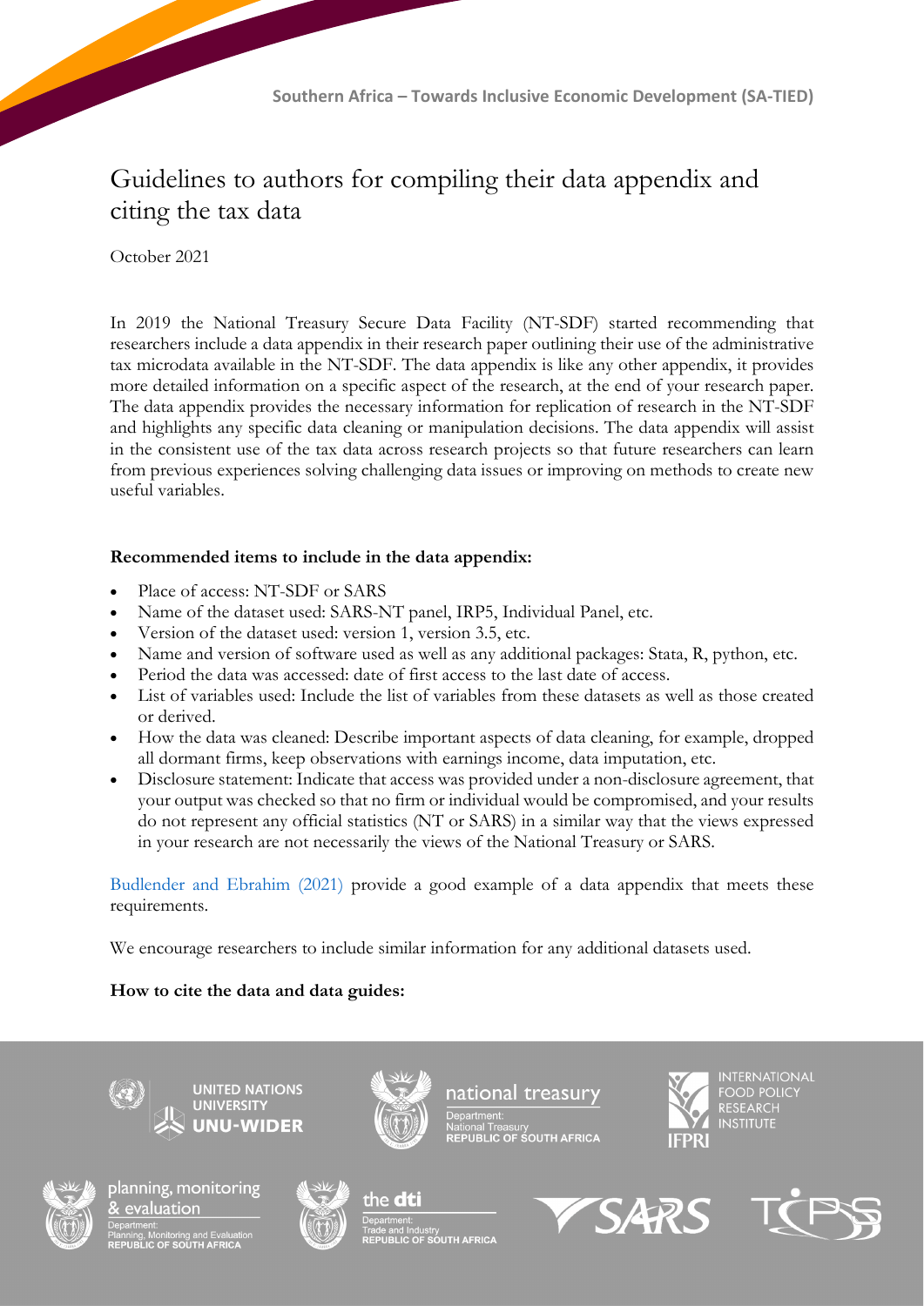Southern Africa – Towards Inclusive Economic Development (SA-TIED)

# Guidelines to authors for compiling their data appendix and citing the tax data

October 2021

In 2019 the National Treasury Secure Data Facility (NT-SDF) started recommending that researchers include a data appendix in their research paper outlining their use of the administrative tax microdata available in the NT-SDF. The data appendix is like any other appendix, it provides more detailed information on a specific aspect of the research, at the end of your research paper. The data appendix provides the necessary information for replication of research in the NT-SDF and highlights any specific data cleaning or manipulation decisions. The data appendix will assist in the consistent use of the tax data across research projects so that future researchers can learn from previous experiences solving challenging data issues or improving on methods to create new useful variables.

**Recommended items to include in the data appendix:**

- Place of access: NT-SDF or SARS
- Name of the dataset used: SARS-NT panel, IRP5, Individual Panel, etc.
- Version of the dataset used: version 1, version 3.5, etc.
- Name and version of software used as well as any additional packages: Stata, R, python, etc.
- Period the data was accessed: date of first access to the last date of access.
- List of variables used: Include the list of variables from these datasets as well as those created or derived.
- How the data was cleaned: Describe important aspects of data cleaning, for example, dropped all dormant firms, keep observations with earnings income, data imputation, etc.
- Disclosure statement: Indicate that access was provided under a non-disclosure agreement, that your output was checked so that no firm or individual would be compromised, and your results do not represent any official statistics (NT or SARS) in a similar way that the views expressed in your research are not necessarily the views of the National Treasury or SARS.

Budlender and Ebrahim (2021) provide a good example of a data appendix that meets these requirements.

We encourage researchers to include similar information for any additional datasets used.

**How to cite the data and data guides:**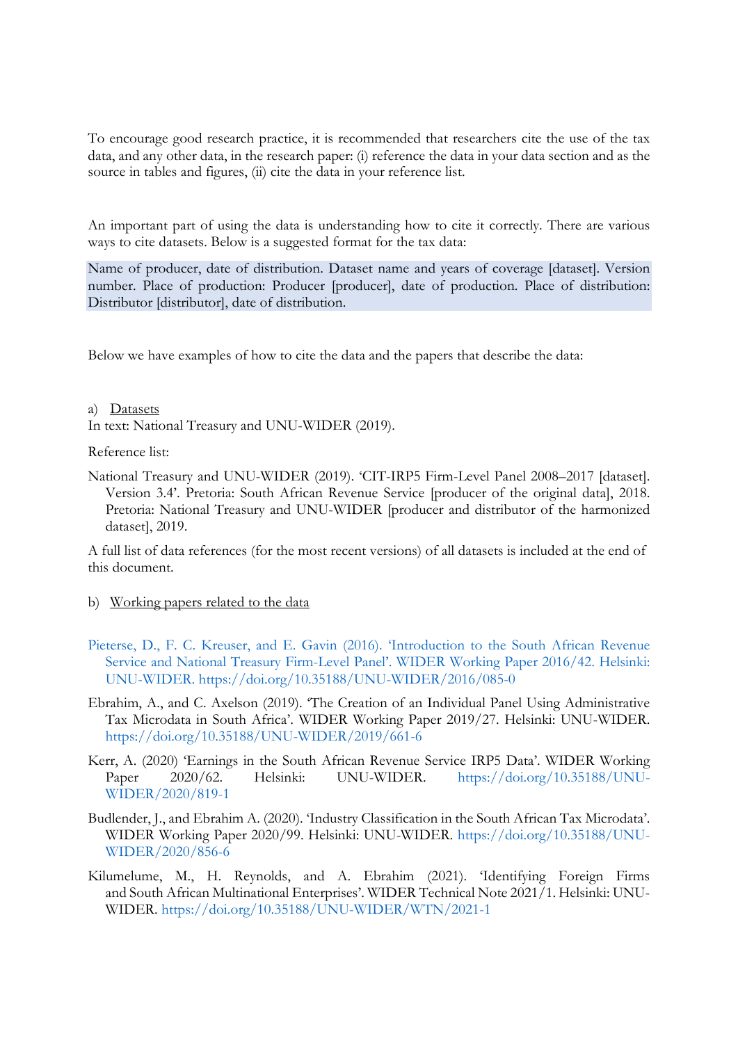To encourage good research practice, it is recommended that researchers cite the use of the tax data, and any other data, in the research paper: (i) reference the data in your data section and as the source in tables and figures, (ii) cite the data in your reference list.

An important part of using the data is understanding how to cite it correctly. There are various ways to cite datasets. Below is a suggested format for the tax data:

Name of producer, date of distribution. Dataset name and years of coverage [dataset]. Version number. Place of production: Producer [producer], date of production. Place of distribution: Distributor [distributor], date of distribution.

Below we have examples of how to cite the data and the papers that describe the data:

a) Datasets

In text: National Treasury and UNU-WIDER (2019).

Reference list:

National Treasury and UNU-WIDER (2019). 'CIT-IRP5 Firm-Level Panel 2008–2017 [dataset]. Version 3.4'. Pretoria: South African Revenue Service [producer of the original data], 2018. Pretoria: National Treasury and UNU-WIDER [producer and distributor of the harmonized dataset], 2019.

A full list of data references (for the most recent versions) of all datasets is included at the end of this document.

b) Working papers related to the data

Pieterse, D., F. C. Kreuser, and E. Gavin (2016). 'Introduction to the South African Revenue Service and National Treasury Firm-Level Panel'. WIDER Working Paper 2016/42. Helsinki: UNU-WIDER. https://doi.org/10.35188/UNU-WIDER/2016/085-0

Ebrahim, A., and C. Axelson (2019). 'The Creation of an Individual Panel Using Administrative Tax Microdata in South Africa'. WIDER Working Paper 2019/27. Helsinki: UNU-WIDER. https://doi.org/10.35188/UNU-WIDER/2019/661-6

Kerr, A. (2020) 'Earnings in the South African Revenue Service IRP5 Data'. WIDER Working Paper 2020/62. Helsinki: UNU-WIDER. https://doi.org/10.35188/UNU-WIDER/2020/819-1

Budlender, J., and Ebrahim A. (2020). 'Industry Classification in the South African Tax Microdata'. WIDER Working Paper 2020/99. Helsinki: UNU-WIDER. https://doi.org/10.35188/UNU-WIDER/2020/856-6

Kilumelume, M., H. Reynolds, and A. Ebrahim (2021). 'Identifying Foreign Firms and South African Multinational Enterprises'. WIDER Technical Note 2021/1. Helsinki: UNU-WIDER. https://doi.org/10.35188/UNU-WIDER/WTN/2021-1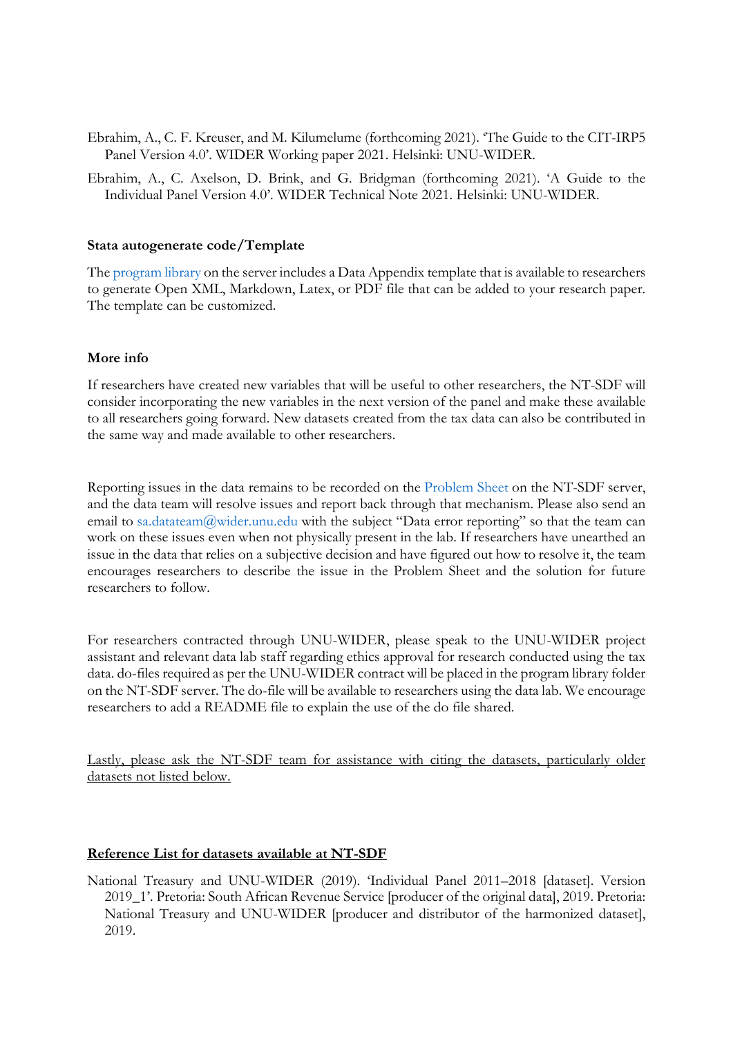Ebrahim, A., C. F. Kreuser, and M. Kilumelume (forthcoming 2021). 'The Guide to the CIT-IRP5 Panel Version 4.0'. WIDER Working paper 2021. Helsinki: UNU-WIDER.

Ebrahim, A., C. Axelson, D. Brink, and G. Bridgman (forthcoming 2021). 'A Guide to the Individual Panel Version 4.0'. WIDER Technical Note 2021. Helsinki: UNU-WIDER.

**Stata autogenerate code/Template**

The program library on the server includes a Data Appendix template that is available to researchers to generate Open XML, Markdown, Latex, or PDF file that can be added to your research paper. The template can be customized.

**More info**

If researchers have created new variables that will be useful to other researchers, the NT-SDF will consider incorporating the new variables in the next version of the panel and make these available to all researchers going forward. New datasets created from the tax data can also be contributed in the same way and made available to other researchers.

Reporting issues in the data remains to be recorded on the Problem Sheet on the NT-SDF server, and the data team will resolve issues and report back through that mechanism. Please also send an email to sa.datateam@wider.unu.edu with the subject "Data error reporting" so that the team can work on these issues even when not physically present in the lab. If researchers have unearthed an issue in the data that relies on a subjective decision and have figured out how to resolve it, the team encourages researchers to describe the issue in the Problem Sheet and the solution for future researchers to follow.

For researchers contracted through UNU-WIDER, please speak to the UNU-WIDER project assistant and relevant data lab staff regarding ethics approval for research conducted using the tax data. do-files required as per the UNU-WIDER contract will be placed in the program library folder on the NT-SDF server. The do-file will be available to researchers using the data lab. We encourage researchers to add a README file to explain the use of the do file shared.

Lastly, please ask the NT-SDF team for assistance with citing the datasets, particularly older datasets not listed below.

**Reference List for datasets available at NT-SDF**

National Treasury and UNU-WIDER (2019). 'Individual Panel 2011–2018 [dataset]. Version 2019_1'. Pretoria: South African Revenue Service [producer of the original data], 2019. Pretoria: National Treasury and UNU-WIDER [producer and distributor of the harmonized dataset], 2019.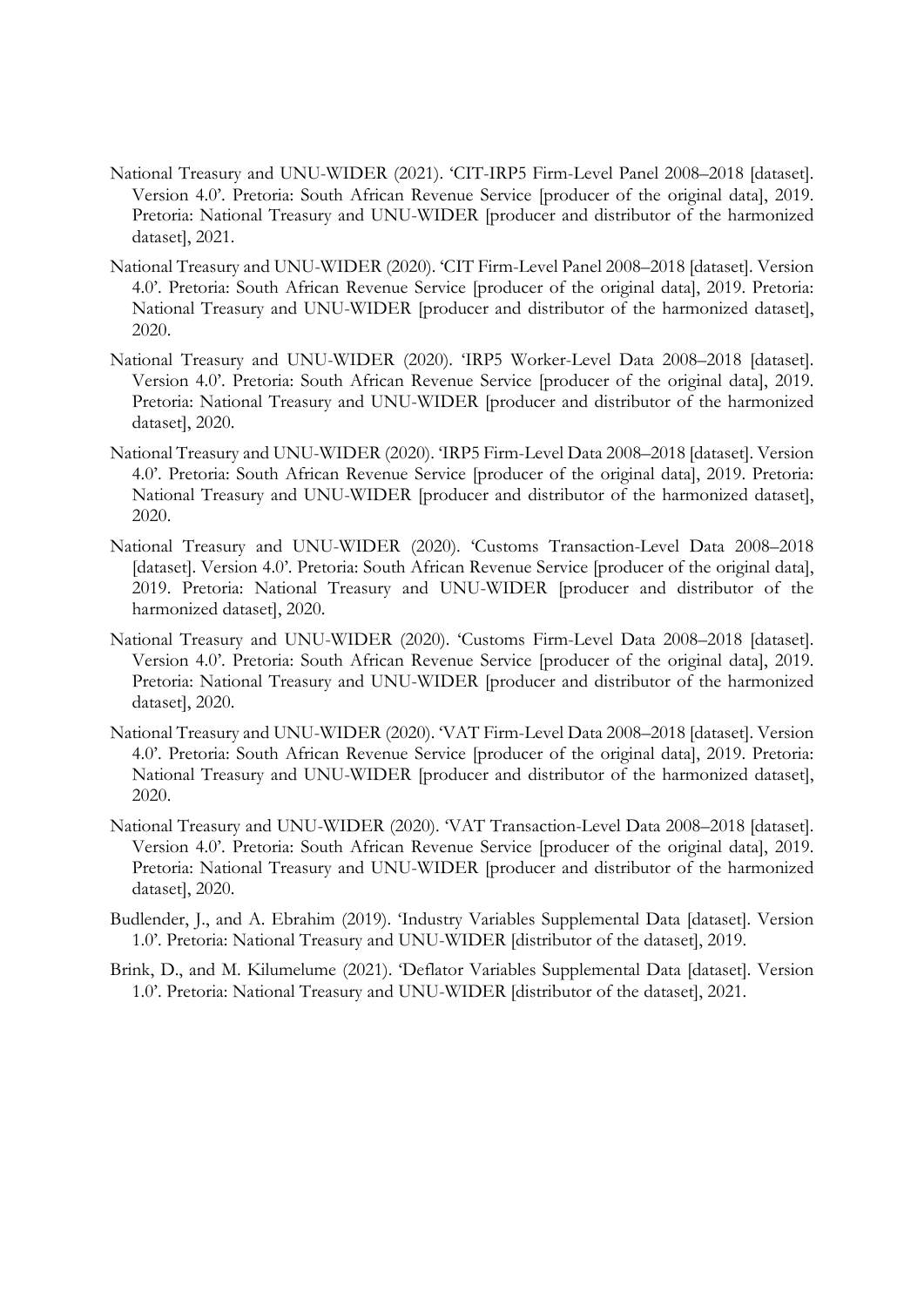National Treasury and UNU-WIDER (2021). 'CIT-IRP5 Firm-Level Panel 2008–2018 [dataset]. Version 4.0'. Pretoria: South African Revenue Service [producer of the original data], 2019. Pretoria: National Treasury and UNU-WIDER [producer and distributor of the harmonized dataset], 2021.

National Treasury and UNU-WIDER (2020). 'CIT Firm-Level Panel 2008–2018 [dataset]. Version 4.0'. Pretoria: South African Revenue Service [producer of the original data], 2019. Pretoria: National Treasury and UNU-WIDER [producer and distributor of the harmonized dataset], 2020.

National Treasury and UNU-WIDER (2020). 'IRP5 Worker-Level Data 2008–2018 [dataset]. Version 4.0'. Pretoria: South African Revenue Service [producer of the original data], 2019. Pretoria: National Treasury and UNU-WIDER [producer and distributor of the harmonized dataset], 2020.

National Treasury and UNU-WIDER (2020). 'IRP5 Firm-Level Data 2008–2018 [dataset]. Version 4.0'. Pretoria: South African Revenue Service [producer of the original data], 2019. Pretoria: National Treasury and UNU-WIDER [producer and distributor of the harmonized dataset], 2020.

National Treasury and UNU-WIDER (2020). 'Customs Transaction-Level Data 2008–2018 [dataset]. Version 4.0'. Pretoria: South African Revenue Service [producer of the original data], 2019. Pretoria: National Treasury and UNU-WIDER [producer and distributor of the harmonized dataset], 2020.

National Treasury and UNU-WIDER (2020). 'Customs Firm-Level Data 2008–2018 [dataset]. Version 4.0'. Pretoria: South African Revenue Service [producer of the original data], 2019. Pretoria: National Treasury and UNU-WIDER [producer and distributor of the harmonized dataset], 2020.

National Treasury and UNU-WIDER (2020). 'VAT Firm-Level Data 2008–2018 [dataset]. Version 4.0'. Pretoria: South African Revenue Service [producer of the original data], 2019. Pretoria: National Treasury and UNU-WIDER [producer and distributor of the harmonized dataset], 2020.

National Treasury and UNU-WIDER (2020). 'VAT Transaction-Level Data 2008–2018 [dataset]. Version 4.0'. Pretoria: South African Revenue Service [producer of the original data], 2019. Pretoria: National Treasury and UNU-WIDER [producer and distributor of the harmonized dataset], 2020.

Budlender, J., and A. Ebrahim (2019). 'Industry Variables Supplemental Data [dataset]. Version 1.0'. Pretoria: National Treasury and UNU-WIDER [distributor of the dataset], 2019.

Brink, D., and M. Kilumelume (2021). 'Deflator Variables Supplemental Data [dataset]. Version 1.0'. Pretoria: National Treasury and UNU-WIDER [distributor of the dataset], 2021.